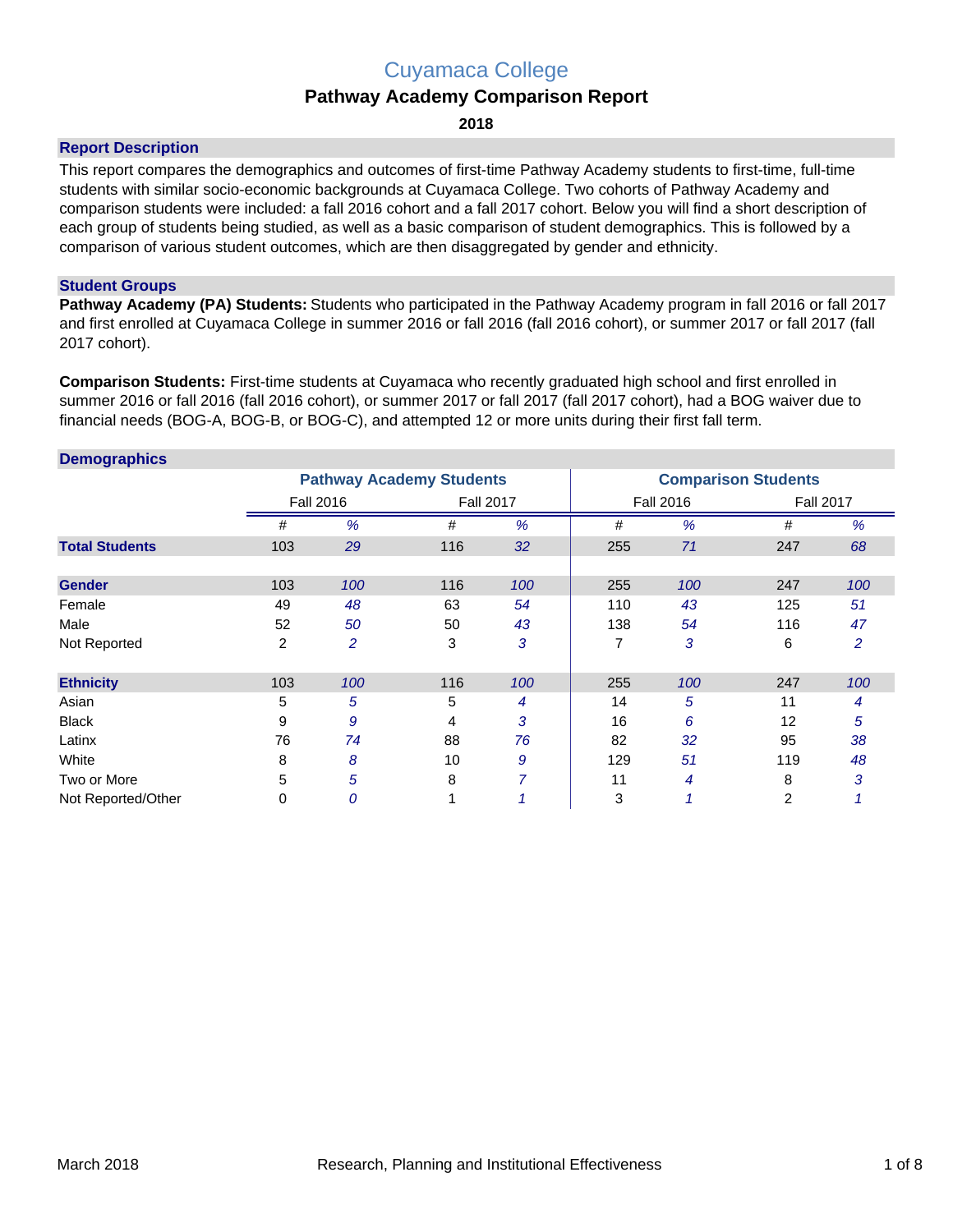# Cuyamaca College

## Pathway Academy Comparison Report

**2018**

### Report Description

This report compares the demographics and outcomes of first-time Pathway Academy students to first-time, full-time students with similar socio-economic backgrounds at Cuyamaca College. Two cohorts of Pathway Academy and comparison students were included: a fall 2016 cohort and a fall 2017 cohort. Below you will find a short description of each group of students being studied, as well as a basic comparison of student demographics. This is followed by a comparison of various student outcomes, which are then disaggregated by gender and ethnicity.

### Student Groups

**Pathway Academy (PA) Students:** Students who participated in the Pathway Academy program in fall 2016 or fall 2017 and first enrolled at Cuyamaca College in summer 2016 or fall 2016 (fall 2016 cohort), or summer 2017 or fall 2017 (fall 2017 cohort).

**Comparison Students:** First-time students at Cuyamaca who recently graduated high school and first enrolled in summer 2016 or fall 2016 (fall 2016 cohort), or summer 2017 or fall 2017 (fall 2017 cohort), had a BOG waiver due to financial needs (BOG-A, BOG-B, or BOG-C), and attempted 12 or more units during their first fall term.

### Demographics

| | Pathway Academy Students | | | | Comparison Students | | | |
|---|---|---|---|---|---|---|---|---|
| | Fall 2016 | | Fall 2017 | | Fall 2016 | | Fall 2017 | |
| | # | % | # | % | # | % | # | % |
| **Total Students** | 103 | 29 | 116 | 32 | 255 | 71 | 247 | 68 |
| **Gender** | 103 | 100 | 116 | 100 | 255 | 100 | 247 | 100 |
| Female | 49 | 48 | 63 | 54 | 110 | 43 | 125 | 51 |
| Male | 52 | 50 | 50 | 43 | 138 | 54 | 116 | 47 |
| Not Reported | 2 | 2 | 3 | 3 | 7 | 3 | 6 | 2 |
| **Ethnicity** | 103 | 100 | 116 | 100 | 255 | 100 | 247 | 100 |
| Asian | 5 | 5 | 5 | 4 | 14 | 5 | 11 | 4 |
| Black | 9 | 9 | 4 | 3 | 16 | 6 | 12 | 5 |
| Latinx | 76 | 74 | 88 | 76 | 82 | 32 | 95 | 38 |
| White | 8 | 8 | 10 | 9 | 129 | 51 | 119 | 48 |
| Two or More | 5 | 5 | 8 | 7 | 11 | 4 | 8 | 3 |
| Not Reported/Other | 0 | 0 | 1 | 1 | 3 | 1 | 2 | 1 |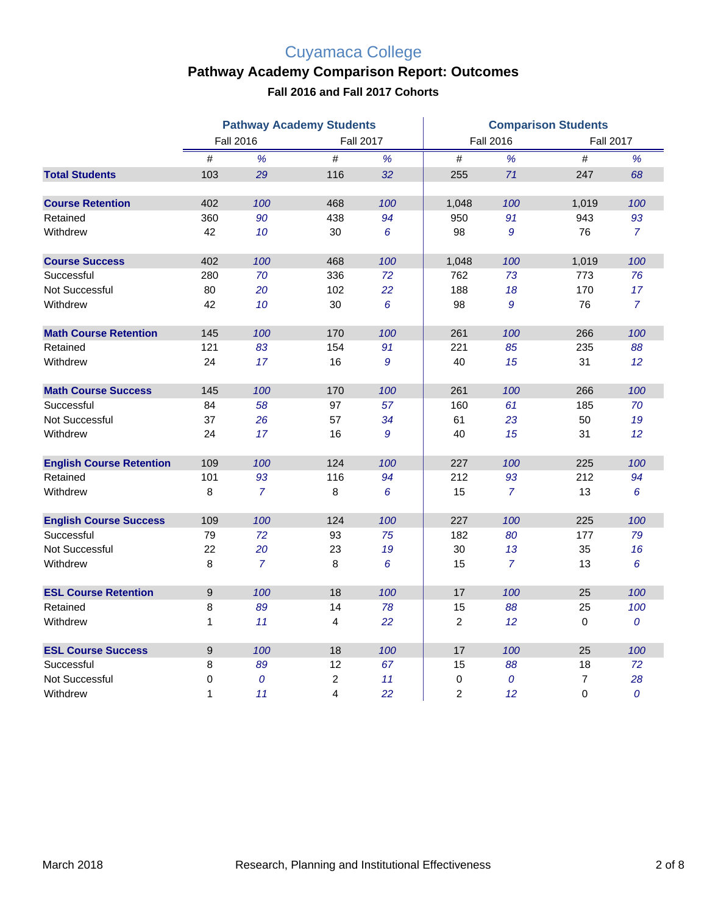# Cuyamaca College

## Pathway Academy Comparison Report: Outcomes

### Fall 2016 and Fall 2017 Cohorts

| | Pathway Academy Students | | | | Comparison Students | | | |
|---|---|---|---|---|---|---|---|---|
| | Fall 2016 | | Fall 2017 | | Fall 2016 | | Fall 2017 | |
| | # | % | # | % | # | % | # | % |
| **Total Students** | 103 | *29* | 116 | *32* | 255 | *71* | 247 | *68* |
| **Course Retention** | 402 | *100* | 468 | *100* | 1,048 | *100* | 1,019 | *100* |
| Retained | 360 | *90* | 438 | *94* | 950 | *91* | 943 | *93* |
| Withdrew | 42 | *10* | 30 | *6* | 98 | *9* | 76 | *7* |
| **Course Success** | 402 | *100* | 468 | *100* | 1,048 | *100* | 1,019 | *100* |
| Successful | 280 | *70* | 336 | *72* | 762 | *73* | 773 | *76* |
| Not Successful | 80 | *20* | 102 | *22* | 188 | *18* | 170 | *17* |
| Withdrew | 42 | *10* | 30 | *6* | 98 | *9* | 76 | *7* |
| **Math Course Retention** | 145 | *100* | 170 | *100* | 261 | *100* | 266 | *100* |
| Retained | 121 | *83* | 154 | *91* | 221 | *85* | 235 | *88* |
| Withdrew | 24 | *17* | 16 | *9* | 40 | *15* | 31 | *12* |
| **Math Course Success** | 145 | *100* | 170 | *100* | 261 | *100* | 266 | *100* |
| Successful | 84 | *58* | 97 | *57* | 160 | *61* | 185 | *70* |
| Not Successful | 37 | *26* | 57 | *34* | 61 | *23* | 50 | *19* |
| Withdrew | 24 | *17* | 16 | *9* | 40 | *15* | 31 | *12* |
| **English Course Retention** | 109 | *100* | 124 | *100* | 227 | *100* | 225 | *100* |
| Retained | 101 | *93* | 116 | *94* | 212 | *93* | 212 | *94* |
| Withdrew | 8 | *7* | 8 | *6* | 15 | *7* | 13 | *6* |
| **English Course Success** | 109 | *100* | 124 | *100* | 227 | *100* | 225 | *100* |
| Successful | 79 | *72* | 93 | *75* | 182 | *80* | 177 | *79* |
| Not Successful | 22 | *20* | 23 | *19* | 30 | *13* | 35 | *16* |
| Withdrew | 8 | *7* | 8 | *6* | 15 | *7* | 13 | *6* |
| **ESL Course Retention** | 9 | *100* | 18 | *100* | 17 | *100* | 25 | *100* |
| Retained | 8 | *89* | 14 | *78* | 15 | *88* | 25 | *100* |
| Withdrew | 1 | *11* | 4 | *22* | 2 | *12* | 0 | *0* |
| **ESL Course Success** | 9 | *100* | 18 | *100* | 17 | *100* | 25 | *100* |
| Successful | 8 | *89* | 12 | *67* | 15 | *88* | 18 | *72* |
| Not Successful | 0 | *0* | 2 | *11* | 0 | *0* | 7 | *28* |
| Withdrew | 1 | *11* | 4 | *22* | 2 | *12* | 0 | *0* |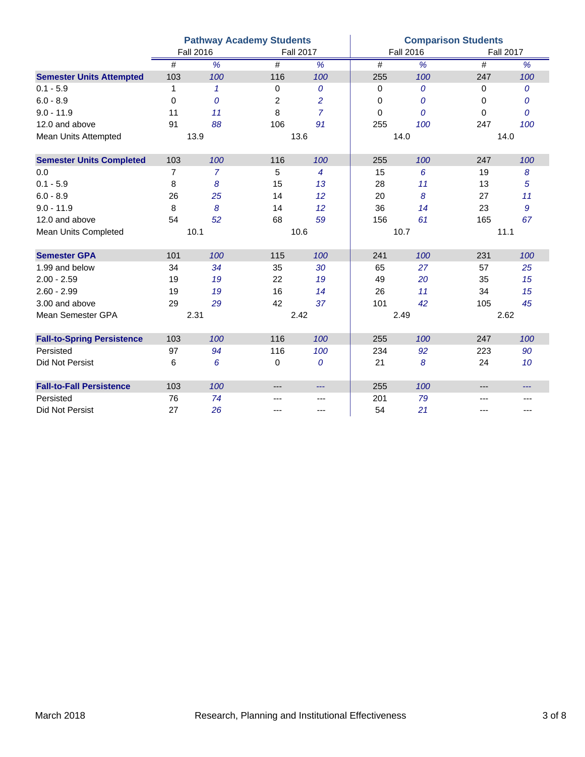| | Pathway Academy Students | | | | Comparison Students | | | |
|---|---|---|---|---|---|---|---|---|
| | Fall 2016 | | Fall 2017 | | Fall 2016 | | Fall 2017 | |
| | # | % | # | % | # | % | # | % |
| **Semester Units Attempted** | 103 | *100* | 116 | *100* | 255 | *100* | 247 | *100* |
| 0.1 - 5.9 | 1 | *1* | 0 | *0* | 0 | *0* | 0 | *0* |
| 6.0 - 8.9 | 0 | *0* | 2 | *2* | 0 | *0* | 0 | *0* |
| 9.0 - 11.9 | 11 | *11* | 8 | *7* | 0 | *0* | 0 | *0* |
| 12.0 and above | 91 | *88* | 106 | *91* | 255 | *100* | 247 | *100* |
| Mean Units Attempted | 13.9 | | 13.6 | | 14.0 | | 14.0 | |
| **Semester Units Completed** | 103 | *100* | 116 | *100* | 255 | *100* | 247 | *100* |
| 0.0 | 7 | *7* | 5 | *4* | 15 | *6* | 19 | *8* |
| 0.1 - 5.9 | 8 | *8* | 15 | *13* | 28 | *11* | 13 | *5* |
| 6.0 - 8.9 | 26 | *25* | 14 | *12* | 20 | *8* | 27 | *11* |
| 9.0 - 11.9 | 8 | *8* | 14 | *12* | 36 | *14* | 23 | *9* |
| 12.0 and above | 54 | *52* | 68 | *59* | 156 | *61* | 165 | *67* |
| Mean Units Completed | 10.1 | | 10.6 | | 10.7 | | 11.1 | |
| **Semester GPA** | 101 | *100* | 115 | *100* | 241 | *100* | 231 | *100* |
| 1.99 and below | 34 | *34* | 35 | *30* | 65 | *27* | 57 | *25* |
| 2.00 - 2.59 | 19 | *19* | 22 | *19* | 49 | *20* | 35 | *15* |
| 2.60 - 2.99 | 19 | *19* | 16 | *14* | 26 | *11* | 34 | *15* |
| 3.00 and above | 29 | *29* | 42 | *37* | 101 | *42* | 105 | *45* |
| Mean Semester GPA | 2.31 | | 2.42 | | 2.49 | | 2.62 | |
| **Fall-to-Spring Persistence** | 103 | *100* | 116 | *100* | 255 | *100* | 247 | *100* |
| Persisted | 97 | *94* | 116 | *100* | 234 | *92* | 223 | *90* |
| Did Not Persist | 6 | *6* | 0 | *0* | 21 | *8* | 24 | *10* |
| **Fall-to-Fall Persistence** | 103 | *100* | --- | --- | 255 | *100* | --- | --- |
| Persisted | 76 | *74* | --- | --- | 201 | *79* | --- | --- |
| Did Not Persist | 27 | *26* | --- | --- | 54 | *21* | --- | --- |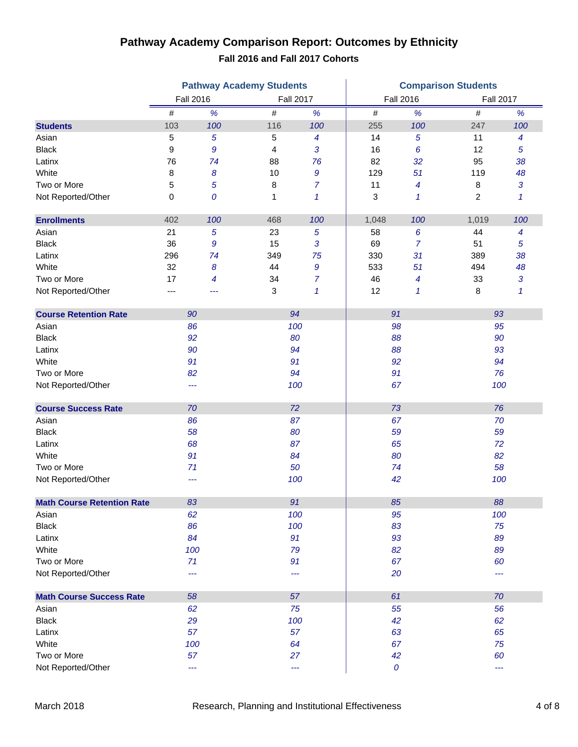# Pathway Academy Comparison Report: Outcomes by Ethnicity

## Fall 2016 and Fall 2017 Cohorts

| | Pathway Academy Students | | | | Comparison Students | | | |
|---|---|---|---|---|---|---|---|---|
| | Fall 2016 | | Fall 2017 | | Fall 2016 | | Fall 2017 | |
| | # | % | # | % | # | % | # | % |
| **Students** | 103 | 100 | 116 | 100 | 255 | 100 | 247 | 100 |
| Asian | 5 | 5 | 5 | 4 | 14 | 5 | 11 | 4 |
| Black | 9 | 9 | 4 | 3 | 16 | 6 | 12 | 5 |
| Latinx | 76 | 74 | 88 | 76 | 82 | 32 | 95 | 38 |
| White | 8 | 8 | 10 | 9 | 129 | 51 | 119 | 48 |
| Two or More | 5 | 5 | 8 | 7 | 11 | 4 | 8 | 3 |
| Not Reported/Other | 0 | 0 | 1 | 1 | 3 | 1 | 2 | 1 |
| **Enrollments** | 402 | 100 | 468 | 100 | 1,048 | 100 | 1,019 | 100 |
| Asian | 21 | 5 | 23 | 5 | 58 | 6 | 44 | 4 |
| Black | 36 | 9 | 15 | 3 | 69 | 7 | 51 | 5 |
| Latinx | 296 | 74 | 349 | 75 | 330 | 31 | 389 | 38 |
| White | 32 | 8 | 44 | 9 | 533 | 51 | 494 | 48 |
| Two or More | 17 | 4 | 34 | 7 | 46 | 4 | 33 | 3 |
| Not Reported/Other | --- | --- | 3 | 1 | 12 | 1 | 8 | 1 |
| **Course Retention Rate** | 90 | | 94 | | 91 | | 93 | |
| Asian | 86 | | 100 | | 98 | | 95 | |
| Black | 92 | | 80 | | 88 | | 90 | |
| Latinx | 90 | | 94 | | 88 | | 93 | |
| White | 91 | | 91 | | 92 | | 94 | |
| Two or More | 82 | | 94 | | 91 | | 76 | |
| Not Reported/Other | --- | | 100 | | 67 | | 100 | |
| **Course Success Rate** | 70 | | 72 | | 73 | | 76 | |
| Asian | 86 | | 87 | | 67 | | 70 | |
| Black | 58 | | 80 | | 59 | | 59 | |
| Latinx | 68 | | 87 | | 65 | | 72 | |
| White | 91 | | 84 | | 80 | | 82 | |
| Two or More | 71 | | 50 | | 74 | | 58 | |
| Not Reported/Other | --- | | 100 | | 42 | | 100 | |
| **Math Course Retention Rate** | 83 | | 91 | | 85 | | 88 | |
| Asian | 62 | | 100 | | 95 | | 100 | |
| Black | 86 | | 100 | | 83 | | 75 | |
| Latinx | 84 | | 91 | | 93 | | 89 | |
| White | 100 | | 79 | | 82 | | 89 | |
| Two or More | 71 | | 91 | | 67 | | 60 | |
| Not Reported/Other | --- | | --- | | 20 | | --- | |
| **Math Course Success Rate** | 58 | | 57 | | 61 | | 70 | |
| Asian | 62 | | 75 | | 55 | | 56 | |
| Black | 29 | | 100 | | 42 | | 62 | |
| Latinx | 57 | | 57 | | 63 | | 65 | |
| White | 100 | | 64 | | 67 | | 75 | |
| Two or More | 57 | | 27 | | 42 | | 60 | |
| Not Reported/Other | --- | | --- | | 0 | | --- | |

March 2018 — Research, Planning and Institutional Effectiveness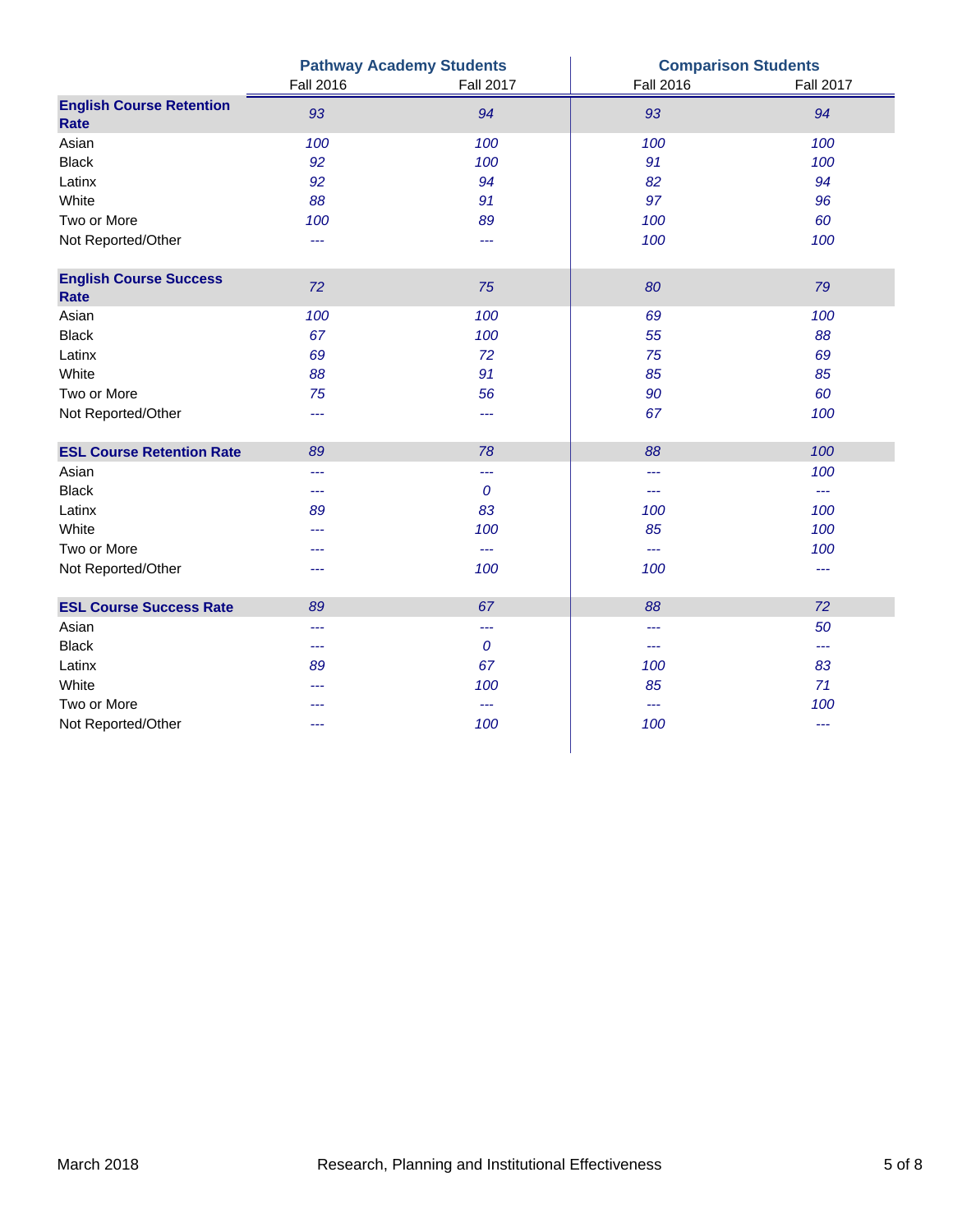| | Pathway Academy Students | | Comparison Students | |
|---|---|---|---|---|
| | Fall 2016 | Fall 2017 | Fall 2016 | Fall 2017 |
| **English Course Retention Rate** | *93* | *94* | *93* | *94* |
| Asian | *100* | *100* | *100* | *100* |
| Black | *92* | *100* | *91* | *100* |
| Latinx | *92* | *94* | *82* | *94* |
| White | *88* | *91* | *97* | *96* |
| Two or More | *100* | *89* | *100* | *60* |
| Not Reported/Other | --- | --- | *100* | *100* |
| **English Course Success Rate** | *72* | *75* | *80* | *79* |
| Asian | *100* | *100* | *69* | *100* |
| Black | *67* | *100* | *55* | *88* |
| Latinx | *69* | *72* | *75* | *69* |
| White | *88* | *91* | *85* | *85* |
| Two or More | *75* | *56* | *90* | *60* |
| Not Reported/Other | --- | --- | *67* | *100* |
| **ESL Course Retention Rate** | *89* | *78* | *88* | *100* |
| Asian | --- | --- | --- | *100* |
| Black | --- | *0* | --- | --- |
| Latinx | *89* | *83* | *100* | *100* |
| White | --- | *100* | *85* | *100* |
| Two or More | --- | --- | --- | *100* |
| Not Reported/Other | --- | *100* | *100* | --- |
| **ESL Course Success Rate** | *89* | *67* | *88* | *72* |
| Asian | --- | --- | --- | *50* |
| Black | --- | *0* | --- | --- |
| Latinx | *89* | *67* | *100* | *83* |
| White | --- | *100* | *85* | *71* |
| Two or More | --- | --- | --- | *100* |
| Not Reported/Other | --- | *100* | *100* | --- |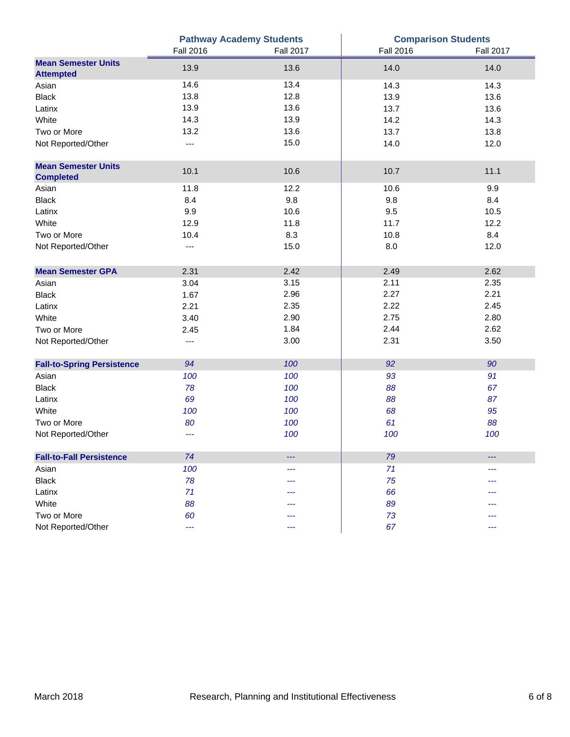| | Pathway Academy Students | | Comparison Students | |
|---|---|---|---|---|
| | Fall 2016 | Fall 2017 | Fall 2016 | Fall 2017 |
| **Mean Semester Units Attempted** | 13.9 | 13.6 | 14.0 | 14.0 |
| Asian | 14.6 | 13.4 | 14.3 | 14.3 |
| Black | 13.8 | 12.8 | 13.9 | 13.6 |
| Latinx | 13.9 | 13.6 | 13.7 | 13.6 |
| White | 14.3 | 13.9 | 14.2 | 14.3 |
| Two or More | 13.2 | 13.6 | 13.7 | 13.8 |
| Not Reported/Other | --- | 15.0 | 14.0 | 12.0 |
| **Mean Semester Units Completed** | 10.1 | 10.6 | 10.7 | 11.1 |
| Asian | 11.8 | 12.2 | 10.6 | 9.9 |
| Black | 8.4 | 9.8 | 9.8 | 8.4 |
| Latinx | 9.9 | 10.6 | 9.5 | 10.5 |
| White | 12.9 | 11.8 | 11.7 | 12.2 |
| Two or More | 10.4 | 8.3 | 10.8 | 8.4 |
| Not Reported/Other | --- | 15.0 | 8.0 | 12.0 |
| **Mean Semester GPA** | 2.31 | 2.42 | 2.49 | 2.62 |
| Asian | 3.04 | 3.15 | 2.11 | 2.35 |
| Black | 1.67 | 2.96 | 2.27 | 2.21 |
| Latinx | 2.21 | 2.35 | 2.22 | 2.45 |
| White | 3.40 | 2.90 | 2.75 | 2.80 |
| Two or More | 2.45 | 1.84 | 2.44 | 2.62 |
| Not Reported/Other | --- | 3.00 | 2.31 | 3.50 |
| **Fall-to-Spring Persistence** | *94* | *100* | *92* | *90* |
| Asian | *100* | *100* | *93* | *91* |
| Black | *78* | *100* | *88* | *67* |
| Latinx | *69* | *100* | *88* | *87* |
| White | *100* | *100* | *68* | *95* |
| Two or More | *80* | *100* | *61* | *88* |
| Not Reported/Other | --- | *100* | *100* | *100* |
| **Fall-to-Fall Persistence** | *74* | --- | *79* | --- |
| Asian | *100* | --- | *71* | --- |
| Black | *78* | --- | *75* | --- |
| Latinx | *71* | --- | *66* | --- |
| White | *88* | --- | *89* | --- |
| Two or More | *60* | --- | *73* | --- |
| Not Reported/Other | --- | --- | *67* | --- |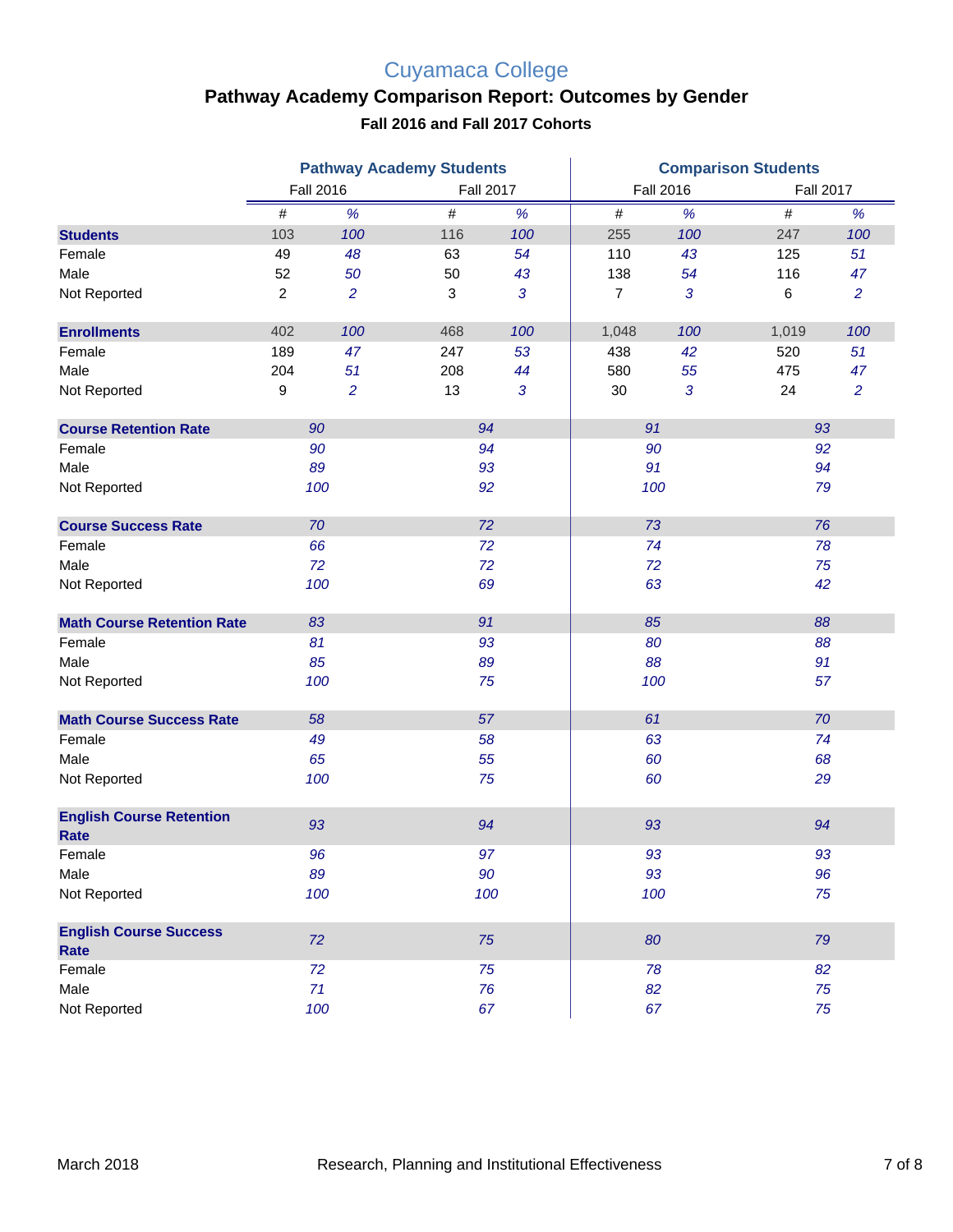# Cuyamaca College

## Pathway Academy Comparison Report: Outcomes by Gender

### Fall 2016 and Fall 2017 Cohorts

| | Pathway Academy Students | | | | Comparison Students | | | |
|---|---|---|---|---|---|---|---|---|
| | Fall 2016 | | Fall 2017 | | Fall 2016 | | Fall 2017 | |
| | # | % | # | % | # | % | # | % |
| **Students** | 103 | 100 | 116 | 100 | 255 | 100 | 247 | 100 |
| Female | 49 | 48 | 63 | 54 | 110 | 43 | 125 | 51 |
| Male | 52 | 50 | 50 | 43 | 138 | 54 | 116 | 47 |
| Not Reported | 2 | 2 | 3 | 3 | 7 | 3 | 6 | 2 |
| **Enrollments** | 402 | 100 | 468 | 100 | 1,048 | 100 | 1,019 | 100 |
| Female | 189 | 47 | 247 | 53 | 438 | 42 | 520 | 51 |
| Male | 204 | 51 | 208 | 44 | 580 | 55 | 475 | 47 |
| Not Reported | 9 | 2 | 13 | 3 | 30 | 3 | 24 | 2 |
| **Course Retention Rate** | 90 | | 94 | | 91 | | 93 | |
| Female | 90 | | 94 | | 90 | | 92 | |
| Male | 89 | | 93 | | 91 | | 94 | |
| Not Reported | 100 | | 92 | | 100 | | 79 | |
| **Course Success Rate** | 70 | | 72 | | 73 | | 76 | |
| Female | 66 | | 72 | | 74 | | 78 | |
| Male | 72 | | 72 | | 72 | | 75 | |
| Not Reported | 100 | | 69 | | 63 | | 42 | |
| **Math Course Retention Rate** | 83 | | 91 | | 85 | | 88 | |
| Female | 81 | | 93 | | 80 | | 88 | |
| Male | 85 | | 89 | | 88 | | 91 | |
| Not Reported | 100 | | 75 | | 100 | | 57 | |
| **Math Course Success Rate** | 58 | | 57 | | 61 | | 70 | |
| Female | 49 | | 58 | | 63 | | 74 | |
| Male | 65 | | 55 | | 60 | | 68 | |
| Not Reported | 100 | | 75 | | 60 | | 29 | |
| **English Course Retention Rate** | 93 | | 94 | | 93 | | 94 | |
| Female | 96 | | 97 | | 93 | | 93 | |
| Male | 89 | | 90 | | 93 | | 96 | |
| Not Reported | 100 | | 100 | | 100 | | 75 | |
| **English Course Success Rate** | 72 | | 75 | | 80 | | 79 | |
| Female | 72 | | 75 | | 78 | | 82 | |
| Male | 71 | | 76 | | 82 | | 75 | |
| Not Reported | 100 | | 67 | | 67 | | 75 | |

March 2018 Research, Planning and Institutional Effectiveness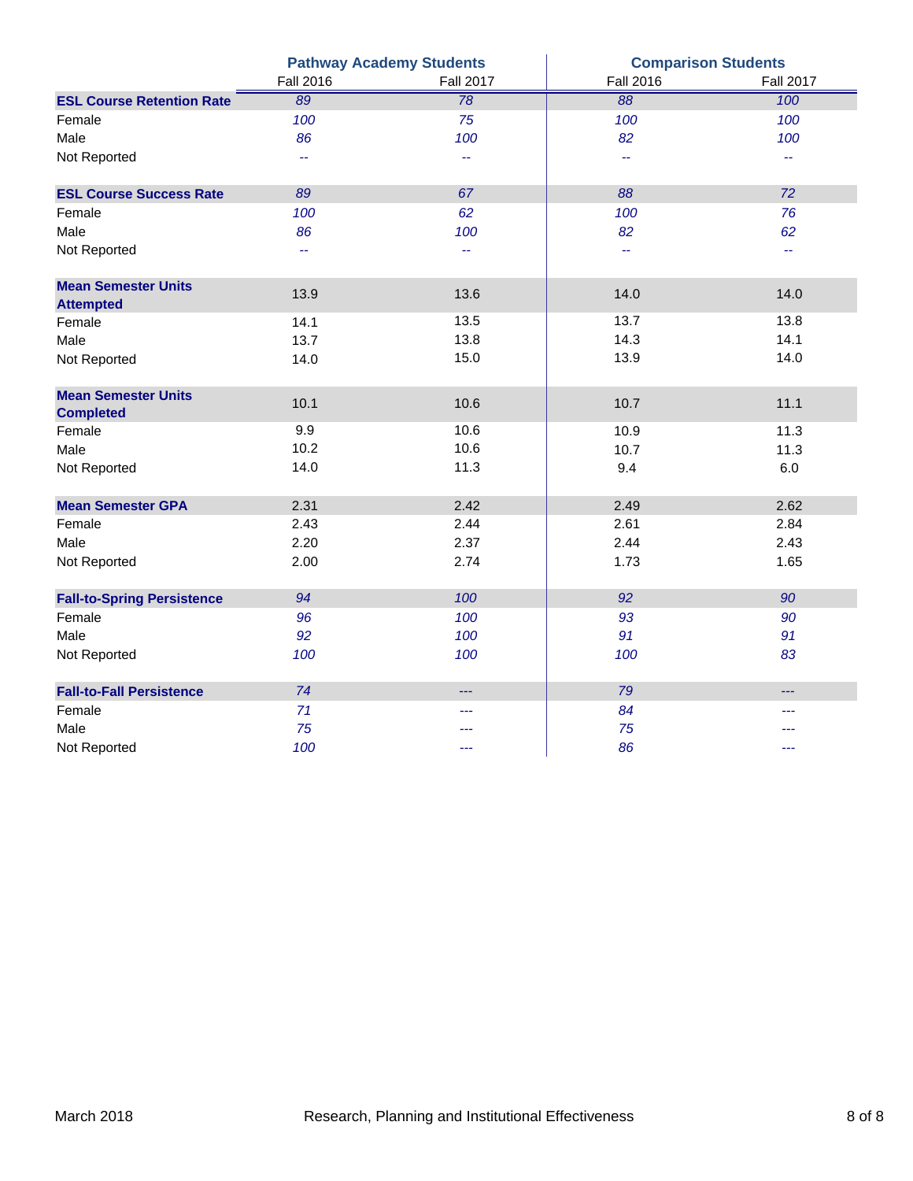| | Pathway Academy Students | | Comparison Students | |
|---|---|---|---|---|
| | Fall 2016 | Fall 2017 | Fall 2016 | Fall 2017 |
| **ESL Course Retention Rate** | *89* | *78* | *88* | *100* |
| Female | *100* | *75* | *100* | *100* |
| Male | *86* | *100* | *82* | *100* |
| Not Reported | -- | -- | -- | -- |
| **ESL Course Success Rate** | *89* | *67* | *88* | *72* |
| Female | *100* | *62* | *100* | *76* |
| Male | *86* | *100* | *82* | *62* |
| Not Reported | -- | -- | -- | -- |
| **Mean Semester Units Attempted** | 13.9 | 13.6 | 14.0 | 14.0 |
| Female | 14.1 | 13.5 | 13.7 | 13.8 |
| Male | 13.7 | 13.8 | 14.3 | 14.1 |
| Not Reported | 14.0 | 15.0 | 13.9 | 14.0 |
| **Mean Semester Units Completed** | 10.1 | 10.6 | 10.7 | 11.1 |
| Female | 9.9 | 10.6 | 10.9 | 11.3 |
| Male | 10.2 | 10.6 | 10.7 | 11.3 |
| Not Reported | 14.0 | 11.3 | 9.4 | 6.0 |
| **Mean Semester GPA** | 2.31 | 2.42 | 2.49 | 2.62 |
| Female | 2.43 | 2.44 | 2.61 | 2.84 |
| Male | 2.20 | 2.37 | 2.44 | 2.43 |
| Not Reported | 2.00 | 2.74 | 1.73 | 1.65 |
| **Fall-to-Spring Persistence** | *94* | *100* | *92* | *90* |
| Female | *96* | *100* | *93* | *90* |
| Male | *92* | *100* | *91* | *91* |
| Not Reported | *100* | *100* | *100* | *83* |
| **Fall-to-Fall Persistence** | *74* | --- | *79* | --- |
| Female | *71* | --- | *84* | --- |
| Male | *75* | --- | *75* | --- |
| Not Reported | *100* | --- | *86* | --- |

March 2018 Research, Planning and Institutional Effectiveness